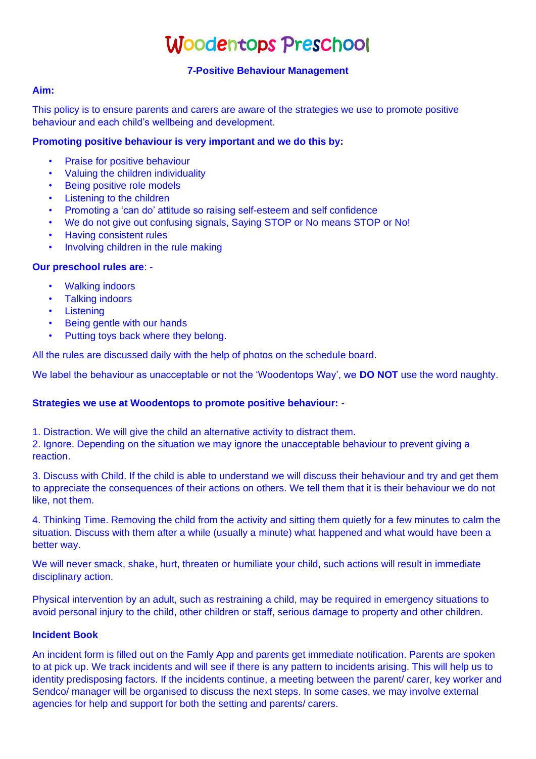# Woodentops Preschool

## 7-Positive Behaviour Management

**Aim:**

This policy is to ensure parents and carers are aware of the strategies we use to promote positive behaviour and each child's wellbeing and development.

**Promoting positive behaviour is very important and we do this by:**

- Praise for positive behaviour
- Valuing the children individuality
- Being positive role models
- Listening to the children
- Promoting a 'can do' attitude so raising self-esteem and self confidence
- We do not give out confusing signals, Saying STOP or No means STOP or No!
- Having consistent rules
- Involving children in the rule making

**Our preschool rules are**: -

- Walking indoors
- Talking indoors
- Listening
- Being gentle with our hands
- Putting toys back where they belong.

All the rules are discussed daily with the help of photos on the schedule board.

We label the behaviour as unacceptable or not the 'Woodentops Way', we **DO NOT** use the word naughty.

**Strategies we use at Woodentops to promote positive behaviour:** -

1. Distraction. We will give the child an alternative activity to distract them.
2. Ignore. Depending on the situation we may ignore the unacceptable behaviour to prevent giving a reaction.
3. Discuss with Child. If the child is able to understand we will discuss their behaviour and try and get them to appreciate the consequences of their actions on others. We tell them that it is their behaviour we do not like, not them.
4. Thinking Time. Removing the child from the activity and sitting them quietly for a few minutes to calm the situation. Discuss with them after a while (usually a minute) what happened and what would have been a better way.

We will never smack, shake, hurt, threaten or humiliate your child, such actions will result in immediate disciplinary action.

Physical intervention by an adult, such as restraining a child, may be required in emergency situations to avoid personal injury to the child, other children or staff, serious damage to property and other children.

**Incident Book**

An incident form is filled out on the Famly App and parents get immediate notification. Parents are spoken to at pick up. We track incidents and will see if there is any pattern to incidents arising. This will help us to identity predisposing factors. If the incidents continue, a meeting between the parent/ carer, key worker and Sendco/ manager will be organised to discuss the next steps. In some cases, we may involve external agencies for help and support for both the setting and parents/ carers.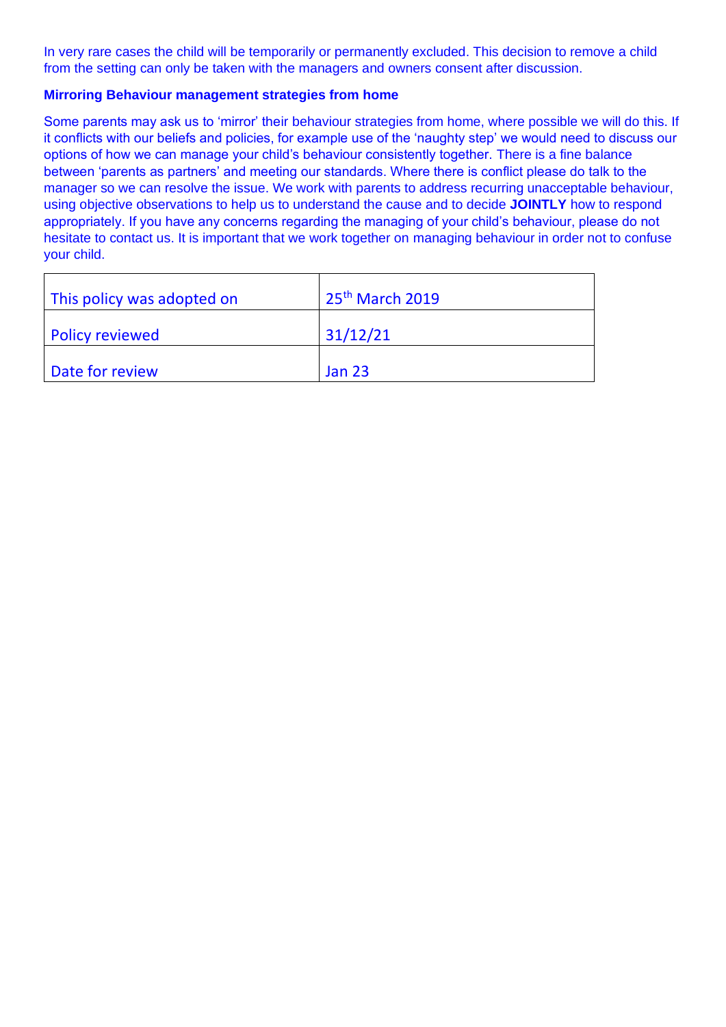In very rare cases the child will be temporarily or permanently excluded. This decision to remove a child from the setting can only be taken with the managers and owners consent after discussion.

**Mirroring Behaviour management strategies from home**

Some parents may ask us to 'mirror' their behaviour strategies from home, where possible we will do this. If it conflicts with our beliefs and policies, for example use of the 'naughty step' we would need to discuss our options of how we can manage your child's behaviour consistently together. There is a fine balance between 'parents as partners' and meeting our standards. Where there is conflict please do talk to the manager so we can resolve the issue. We work with parents to address recurring unacceptable behaviour, using objective observations to help us to understand the cause and to decide **JOINTLY** how to respond appropriately. If you have any concerns regarding the managing of your child's behaviour, please do not hesitate to contact us. It is important that we work together on managing behaviour in order not to confuse your child.

| | |
|---|---|
| This policy was adopted on | 25th March 2019 |
| Policy reviewed | 31/12/21 |
| Date for review | Jan 23 |